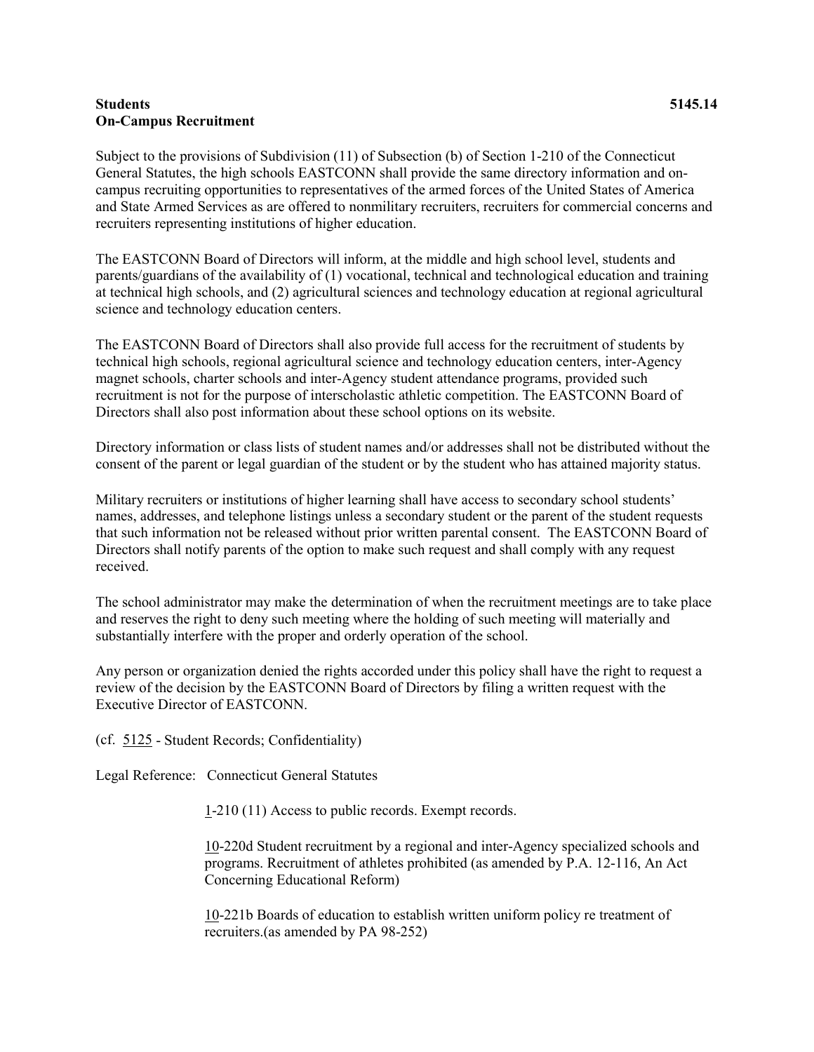**Students** **5145.14**
**On-Campus Recruitment**

Subject to the provisions of Subdivision (11) of Subsection (b) of Section 1-210 of the Connecticut General Statutes, the high schools EASTCONN shall provide the same directory information and on-campus recruiting opportunities to representatives of the armed forces of the United States of America and State Armed Services as are offered to nonmilitary recruiters, recruiters for commercial concerns and recruiters representing institutions of higher education.

The EASTCONN Board of Directors will inform, at the middle and high school level, students and parents/guardians of the availability of (1) vocational, technical and technological education and training at technical high schools, and (2) agricultural sciences and technology education at regional agricultural science and technology education centers.

The EASTCONN Board of Directors shall also provide full access for the recruitment of students by technical high schools, regional agricultural science and technology education centers, inter-Agency magnet schools, charter schools and inter-Agency student attendance programs, provided such recruitment is not for the purpose of interscholastic athletic competition. The EASTCONN Board of Directors shall also post information about these school options on its website.

Directory information or class lists of student names and/or addresses shall not be distributed without the consent of the parent or legal guardian of the student or by the student who has attained majority status.

Military recruiters or institutions of higher learning shall have access to secondary school students' names, addresses, and telephone listings unless a secondary student or the parent of the student requests that such information not be released without prior written parental consent. The EASTCONN Board of Directors shall notify parents of the option to make such request and shall comply with any request received.

The school administrator may make the determination of when the recruitment meetings are to take place and reserves the right to deny such meeting where the holding of such meeting will materially and substantially interfere with the proper and orderly operation of the school.

Any person or organization denied the rights accorded under this policy shall have the right to request a review of the decision by the EASTCONN Board of Directors by filing a written request with the Executive Director of EASTCONN.

(cf. 5125 - Student Records; Confidentiality)

Legal Reference: Connecticut General Statutes

1-210 (11) Access to public records. Exempt records.

10-220d Student recruitment by a regional and inter-Agency specialized schools and programs. Recruitment of athletes prohibited (as amended by P.A. 12-116, An Act Concerning Educational Reform)

10-221b Boards of education to establish written uniform policy re treatment of recruiters.(as amended by PA 98-252)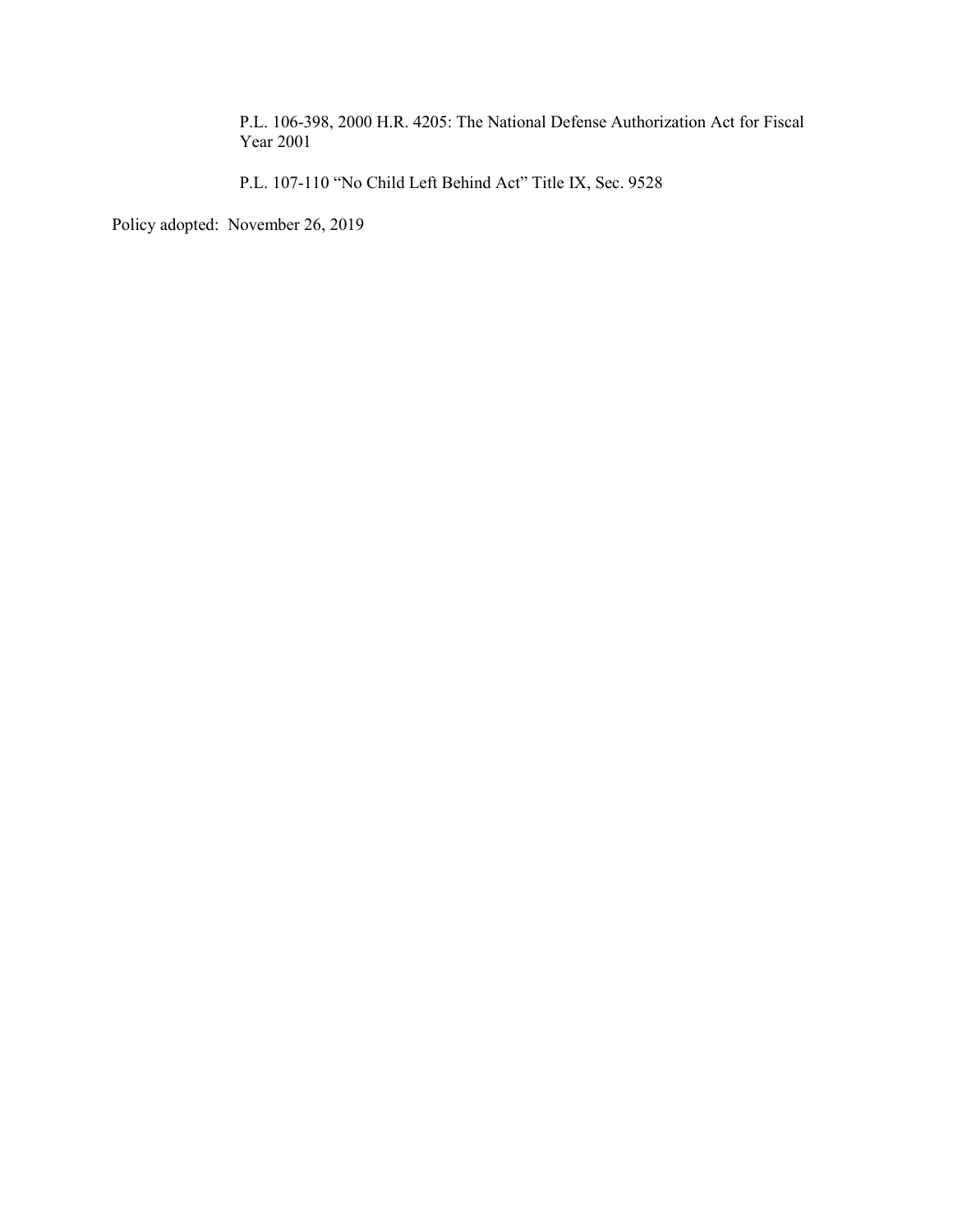P.L. 106-398, 2000 H.R. 4205: The National Defense Authorization Act for Fiscal Year 2001

P.L. 107-110 "No Child Left Behind Act" Title IX, Sec. 9528

Policy adopted: November 26, 2019